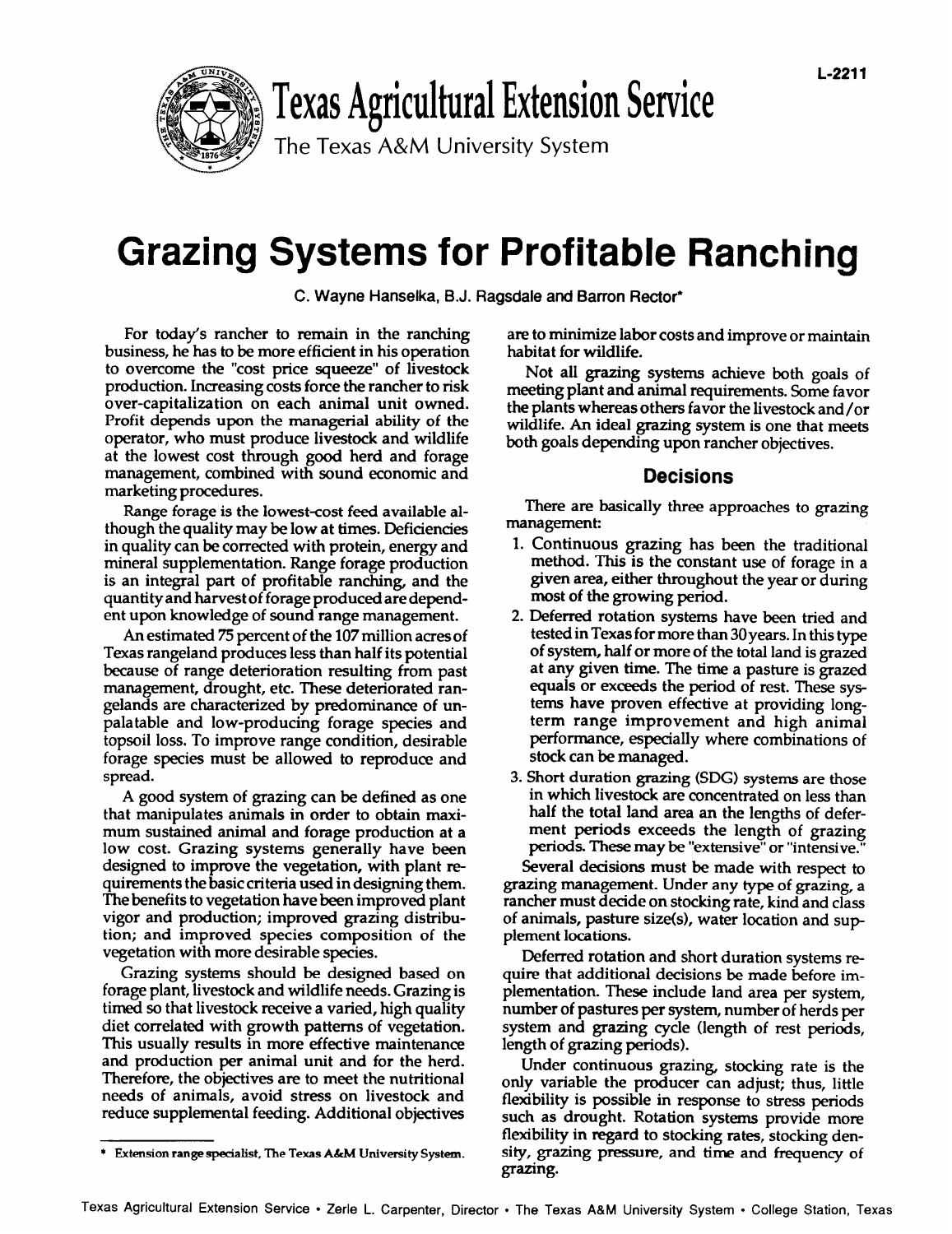L-2211

# Texas Agricultural Extension Service

The Texas A&M University System

# Grazing Systems for Profitable Ranching

C. Wayne Hanselka, B.J. Ragsdale and Barron Rector*

For today's rancher to remain in the ranching business, he has to be more efficient in his operation to overcome the "cost price squeeze" of livestock production. Increasing costs force the rancher to risk over-capitalization on each animal unit owned. Profit depends upon the managerial ability of the operator, who must produce livestock and wildlife at the lowest cost through good herd and forage management, combined with sound economic and marketing procedures.

Range forage is the lowest-cost feed available although the quality may be low at times. Deficiencies in quality can be corrected with protein, energy and mineral supplementation. Range forage production is an integral part of profitable ranching, and the quantity and harvest of forage produced are dependent upon knowledge of sound range management.

An estimated 75 percent of the 107 million acres of Texas rangeland produces less than half its potential because of range deterioration resulting from past management, drought, etc. These deteriorated rangelands are characterized by predominance of unpalatable and low-producing forage species and topsoil loss. To improve range condition, desirable forage species must be allowed to reproduce and spread.

A good system of grazing can be defined as one that manipulates animals in order to obtain maximum sustained animal and forage production at a low cost. Grazing systems generally have been designed to improve the vegetation, with plant requirements the basic criteria used in designing them. The benefits to vegetation have been improved plant vigor and production; improved grazing distribution; and improved species composition of the vegetation with more desirable species.

Grazing systems should be designed based on forage plant, livestock and wildlife needs. Grazing is timed so that livestock receive a varied, high quality diet correlated with growth patterns of vegetation. This usually results in more effective maintenance and production per animal unit and for the herd. Therefore, the objectives are to meet the nutritional needs of animals, avoid stress on livestock and reduce supplemental feeding. Additional objectives are to minimize labor costs and improve or maintain habitat for wildlife.

Not all grazing systems achieve both goals of meeting plant and animal requirements. Some favor the plants whereas others favor the livestock and/or wildlife. An ideal grazing system is one that meets both goals depending upon rancher objectives.

## Decisions

There are basically three approaches to grazing management:

1. Continuous grazing has been the traditional method. This is the constant use of forage in a given area, either throughout the year or during most of the growing period.
2. Deferred rotation systems have been tried and tested in Texas for more than 30 years. In this type of system, half or more of the total land is grazed at any given time. The time a pasture is grazed equals or exceeds the period of rest. These systems have proven effective at providing long-term range improvement and high animal performance, especially where combinations of stock can be managed.
3. Short duration grazing (SDG) systems are those in which livestock are concentrated on less than half the total land area an the lengths of deferment periods exceeds the length of grazing periods. These may be "extensive" or "intensive."

Several decisions must be made with respect to grazing management. Under any type of grazing, a rancher must decide on stocking rate, kind and class of animals, pasture size(s), water location and supplement locations.

Deferred rotation and short duration systems require that additional decisions be made before implementation. These include land area per system, number of pastures per system, number of herds per system and grazing cycle (length of rest periods, length of grazing periods).

Under continuous grazing, stocking rate is the only variable the producer can adjust; thus, little flexibility is possible in response to stress periods such as drought. Rotation systems provide more flexibility in regard to stocking rates, stocking density, grazing pressure, and time and frequency of grazing.

---

* Extension range specialist, The Texas A&M University System.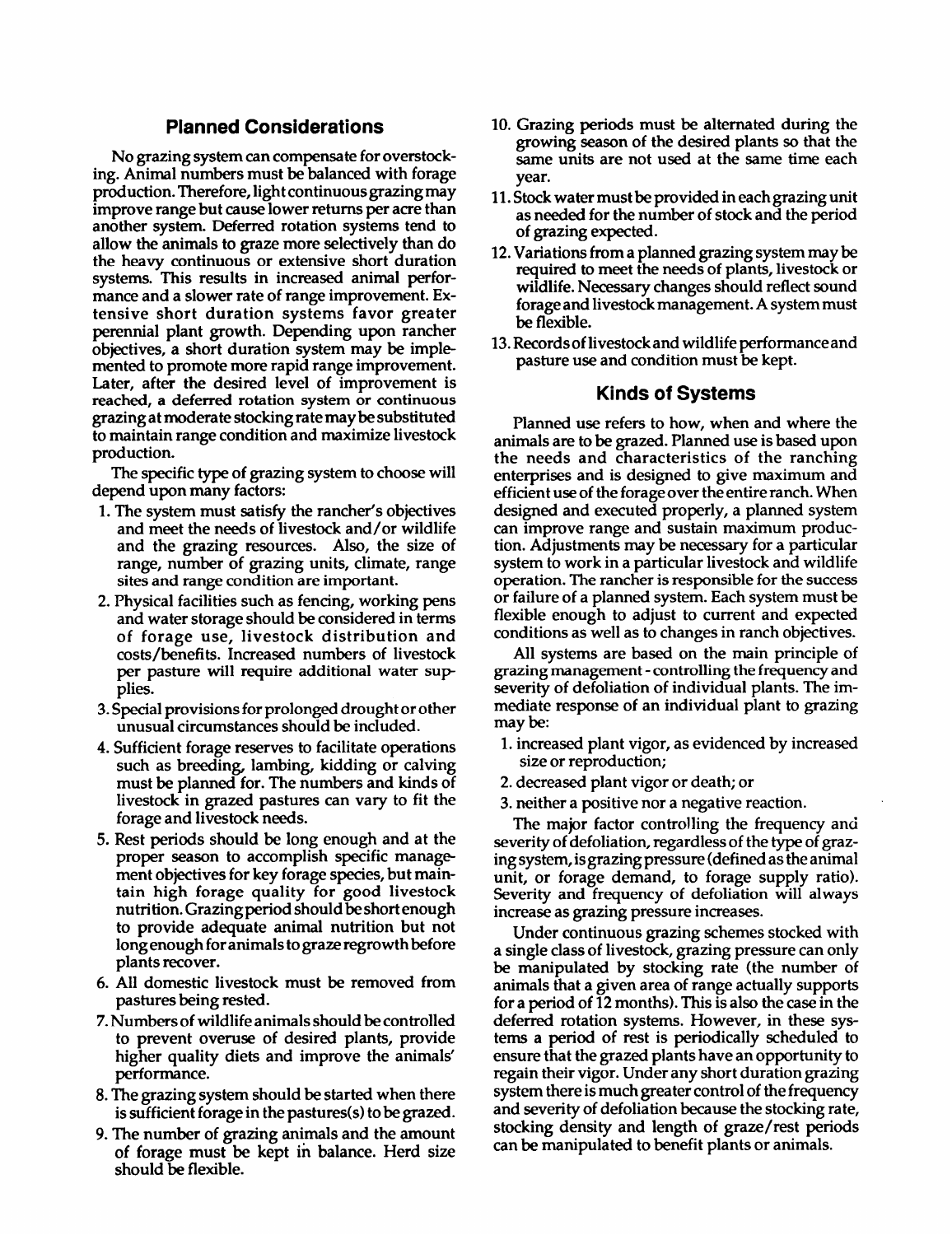## Planned Considerations

No grazing system can compensate for overstocking. Animal numbers must be balanced with forage production. Therefore, light continuous grazing may improve range but cause lower returns per acre than another system. Deferred rotation systems tend to allow the animals to graze more selectively than do the heavy continuous or extensive short duration systems. This results in increased animal performance and a slower rate of range improvement. Extensive short duration systems favor greater perennial plant growth. Depending upon rancher objectives, a short duration system may be implemented to promote more rapid range improvement. Later, after the desired level of improvement is reached, a deferred rotation system or continuous grazing at moderate stocking rate may be substituted to maintain range condition and maximize livestock production.

The specific type of grazing system to choose will depend upon many factors:

1. The system must satisfy the rancher's objectives and meet the needs of livestock and/or wildlife and the grazing resources. Also, the size of range, number of grazing units, climate, range sites and range condition are important.
2. Physical facilities such as fencing, working pens and water storage should be considered in terms of forage use, livestock distribution and costs/benefits. Increased numbers of livestock per pasture will require additional water supplies.
3. Special provisions for prolonged drought or other unusual circumstances should be included.
4. Sufficient forage reserves to facilitate operations such as breeding, lambing, kidding or calving must be planned for. The numbers and kinds of livestock in grazed pastures can vary to fit the forage and livestock needs.
5. Rest periods should be long enough and at the proper season to accomplish specific management objectives for key forage species, but maintain high forage quality for good livestock nutrition. Grazing period should be short enough to provide adequate animal nutrition but not long enough for animals to graze regrowth before plants recover.
6. All domestic livestock must be removed from pastures being rested.
7. Numbers of wildlife animals should be controlled to prevent overuse of desired plants, provide higher quality diets and improve the animals' performance.
8. The grazing system should be started when there is sufficient forage in the pastures(s) to be grazed.
9. The number of grazing animals and the amount of forage must be kept in balance. Herd size should be flexible.
10. Grazing periods must be alternated during the growing season of the desired plants so that the same units are not used at the same time each year.
11. Stock water must be provided in each grazing unit as needed for the number of stock and the period of grazing expected.
12. Variations from a planned grazing system may be required to meet the needs of plants, livestock or wildlife. Necessary changes should reflect sound forage and livestock management. A system must be flexible.
13. Records of livestock and wildlife performance and pasture use and condition must be kept.

## Kinds of Systems

Planned use refers to how, when and where the animals are to be grazed. Planned use is based upon the needs and characteristics of the ranching enterprises and is designed to give maximum and efficient use of the forage over the entire ranch. When designed and executed properly, a planned system can improve range and sustain maximum production. Adjustments may be necessary for a particular system to work in a particular livestock and wildlife operation. The rancher is responsible for the success or failure of a planned system. Each system must be flexible enough to adjust to current and expected conditions as well as to changes in ranch objectives.

All systems are based on the main principle of grazing management - controlling the frequency and severity of defoliation of individual plants. The immediate response of an individual plant to grazing may be:

1. increased plant vigor, as evidenced by increased size or reproduction;
2. decreased plant vigor or death; or
3. neither a positive nor a negative reaction.

The major factor controlling the frequency and severity of defoliation, regardless of the type of grazing system, is grazing pressure (defined as the animal unit, or forage demand, to forage supply ratio). Severity and frequency of defoliation will always increase as grazing pressure increases.

Under continuous grazing schemes stocked with a single class of livestock, grazing pressure can only be manipulated by stocking rate (the number of animals that a given area of range actually supports for a period of 12 months). This is also the case in the deferred rotation systems. However, in these systems a period of rest is periodically scheduled to ensure that the grazed plants have an opportunity to regain their vigor. Under any short duration grazing system there is much greater control of the frequency and severity of defoliation because the stocking rate, stocking density and length of graze/rest periods can be manipulated to benefit plants or animals.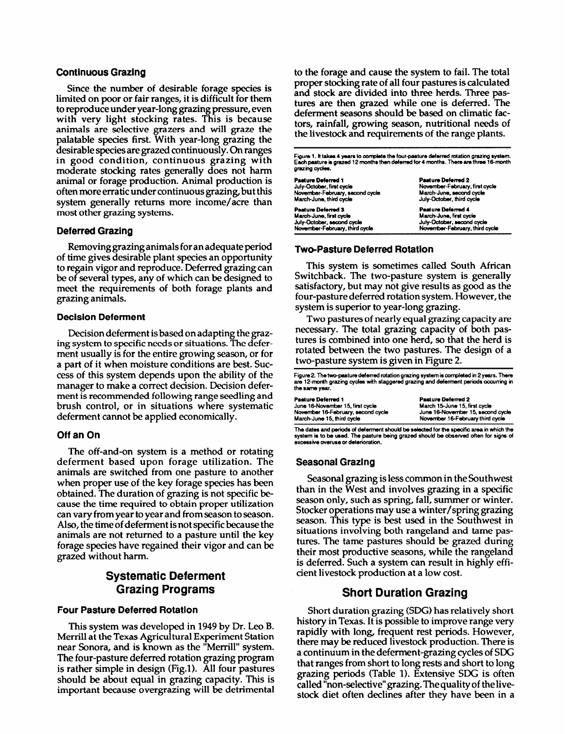### Continuous Grazing

Since the number of desirable forage species is limited on poor or fair ranges, it is difficult for them to reproduce under year-long grazing pressure, even with very light stocking rates. This is because animals are selective grazers and will graze the palatable species first. With year-long grazing the desirable species are grazed continuously. On ranges in good condition, continuous grazing with moderate stocking rates generally does not harm animal or forage production. Animal production is often more erratic under continuous grazing, but this system generally returns more income/acre than most other grazing systems.

### Deferred Grazing

Removing grazing animals for an adequate period of time gives desirable plant species an opportunity to regain vigor and reproduce. Deferred grazing can be of several types, any of which can be designed to meet the requirements of both forage plants and grazing animals.

#### Decision Deferment

Decision deferment is based on adapting the grazing system to specific needs or situations. The deferment usually is for the entire growing season, or for a part of it when moisture conditions are best. Success of this system depends upon the ability of the manager to make a correct decision. Decision deferment is recommended following range seedling and brush control, or in situations where systematic deferment cannot be applied economically.

### Off an On

The off-and-on system is a method or rotating deferment based upon forage utilization. The animals are switched from one pasture to another when proper use of the key forage species has been obtained. The duration of grazing is not specific because the time required to obtain proper utilization can vary from year to year and from season to season. Also, the time of deferment is not specific because the animals are not returned to a pasture until the key forage species have regained their vigor and can be grazed without harm.

## Systematic Deferment Grazing Programs

### Four Pasture Deferred Rotation

This system was developed in 1949 by Dr. Leo B. Merrill at the Texas Agricultural Experiment Station near Sonora, and is known as the "Merrill" system. The four-pasture deferred rotation grazing program is rather simple in design (Fig.1). All four pastures should be about equal in grazing capacity. This is important because overgrazing will be detrimental to the forage and cause the system to fail. The total proper stocking rate of all four pastures is calculated and stock are divided into three herds. Three pastures are then grazed while one is deferred. The deferment seasons should be based on climatic factors, rainfall, growing season, nutritional needs of the livestock and requirements of the range plants.

Figure 1. It takes 4 years to complete the four-pasture deferred rotation grazing system. Each pasture is grazed 12 months then deferred for 4 months. There are three 16-month grazing cycles.

| Pasture Deferred 1 | Pasture Deferred 2 |
|---|---|
| July-October, first cycle | November-February, first cycle |
| November-February, second cycle | March-June, second cycle |
| March-June, third cycle | July-October, third cycle |
| **Pasture Deferred 3** | **Pasture Deferred 4** |
| March-June, first cycle | March-June, first cycle |
| July-October, second cycle | July-October, second cycle |
| November-February, third cycle | November-February, third cycle |

### Two-Pasture Deferred Rotation

This system is sometimes called South African Switchback. The two-pasture system is generally satisfactory, but may not give results as good as the four-pasture deferred rotation system. However, the system is superior to year-long grazing.

Two pastures of nearly equal grazing capacity are necessary. The total grazing capacity of both pastures is combined into one herd, so that the herd is rotated between the two pastures. The design of a two-pasture system is given in Figure 2.

Figure 2. The two-pasture deferred rotation grazing system is completed in 2 years. There are 12-month grazing cycles with staggered grazing and deferment periods occurring in the same year.

| Pasture Deferred 1 | Pasture Deferred 2 |
|---|---|
| June 16-November 15, first cycle | March 15-June 15, first cycle |
| November 16-February, second cycle | June 16-November 15, second cycle |
| March-June 15, third cycle | November 16-February third cycle |

The dates and periods of deferment should be selected for the specific area in which the system is to be used. The pasture being grazed should be observed often for signs of excessive overuse or deterioration.

### Seasonal Grazing

Seasonal grazing is less common in the Southwest than in the West and involves grazing in a specific season only, such as spring, fall, summer or winter. Stocker operations may use a winter/spring grazing season. This type is best used in the Southwest in situations involving both rangeland and tame pastures. The tame pastures should be grazed during their most productive seasons, while the rangeland is deferred. Such a system can result in highly efficient livestock production at a low cost.

## Short Duration Grazing

Short duration grazing (SDG) has relatively short history in Texas. It is possible to improve range very rapidly with long, frequent rest periods. However, there may be reduced livestock production. There is a continuum in the deferment-grazing cycles of SDG that ranges from short to long rests and short to long grazing periods (Table 1). Extensive SDG is often called "non-selective" grazing. The quality of the livestock diet often declines after they have been in a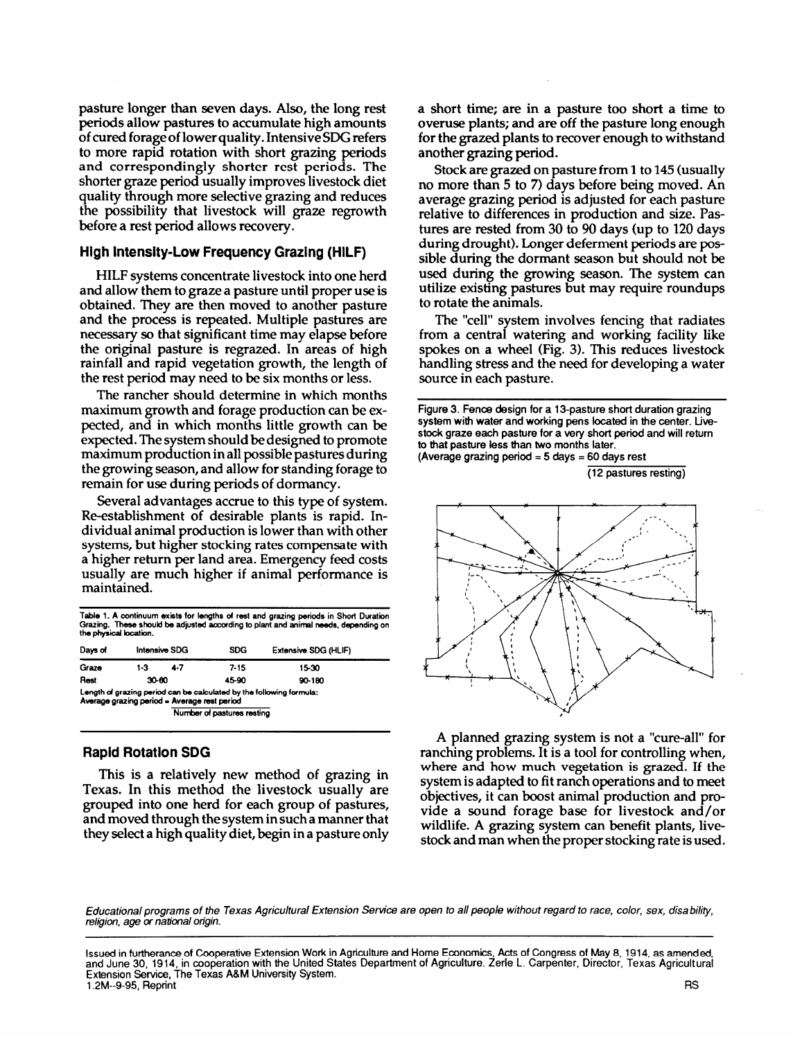pasture longer than seven days. Also, the long rest periods allow pastures to accumulate high amounts of cured forage of lower quality. Intensive SDG refers to more rapid rotation with short grazing periods and correspondingly shorter rest periods. The shorter graze period usually improves livestock diet quality through more selective grazing and reduces the possibility that livestock will graze regrowth before a rest period allows recovery.

### High Intensity-Low Frequency Grazing (HILF)

HILF systems concentrate livestock into one herd and allow them to graze a pasture until proper use is obtained. They are then moved to another pasture and the process is repeated. Multiple pastures are necessary so that significant time may elapse before the original pasture is regrazed. In areas of high rainfall and rapid vegetation growth, the length of the rest period may need to be six months or less.

The rancher should determine in which months maximum growth and forage production can be expected, and in which months little growth can be expected. The system should be designed to promote maximum production in all possible pastures during the growing season, and allow for standing forage to remain for use during periods of dormancy.

Several advantages accrue to this type of system. Re-establishment of desirable plants is rapid. Individual animal production is lower than with other systems, but higher stocking rates compensate with a higher return per land area. Emergency feed costs usually are much higher if animal performance is maintained.

Table 1. A continuum exists for lengths of rest and grazing periods in Short Duration Grazing. These should be adjusted according to plant and animal needs, depending on the physical location.

| Days of | Intensive SDG | | SDG | Extensive SDG (HLIF) |
|---|---|---|---|---|
| Graze | 1-3 | 4-7 | 7-15 | 15-30 |
| Rest | 30-60 | | 45-90 | 90-180 |

Length of grazing period can be calculated by the following formula:

$$\text{Average grazing period} = \frac{\text{Average rest period}}{\text{Number of pastures resting}}$$

### Rapid Rotation SDG

This is a relatively new method of grazing in Texas. In this method the livestock usually are grouped into one herd for each group of pastures, and moved through the system in such a manner that they select a high quality diet, begin in a pasture only a short time; are in a pasture too short a time to overuse plants; and are off the pasture long enough for the grazed plants to recover enough to withstand another grazing period.

Stock are grazed on pasture from 1 to 145 (usually no more than 5 to 7) days before being moved. An average grazing period is adjusted for each pasture relative to differences in production and size. Pastures are rested from 30 to 90 days (up to 120 days during drought). Longer deferment periods are possible during the dormant season but should not be used during the growing season. The system can utilize existing pastures but may require roundups to rotate the animals.

The "cell" system involves fencing that radiates from a central watering and working facility like spokes on a wheel (Fig. 3). This reduces livestock handling stress and the need for developing a water source in each pasture.

Figure 3. Fence design for a 13-pasture short duration grazing system with water and working pens located in the center. Livestock graze each pasture for a very short period and will return to that pasture less than two months later.

$$\text{Average grazing period} = 5 \text{ days} = \frac{60 \text{ days rest}}{12 \text{ pastures resting}}$$

A planned grazing system is not a "cure-all" for ranching problems. It is a tool for controlling when, where and how much vegetation is grazed. If the system is adapted to fit ranch operations and to meet objectives, it can boost animal production and provide a sound forage base for livestock and/or wildlife. A grazing system can benefit plants, livestock and man when the proper stocking rate is used.

*Educational programs of the Texas Agricultural Extension Service are open to all people without regard to race, color, sex, disability, religion, age or national origin.*

Issued in furtherance of Cooperative Extension Work in Agriculture and Home Economics, Acts of Congress of May 8, 1914, as amended, and June 30, 1914, in cooperation with the United States Department of Agriculture. Zerle L. Carpenter, Director, Texas Agricultural Extension Service, The Texas A&M University System.
1.2M--9-95, Reprint RS